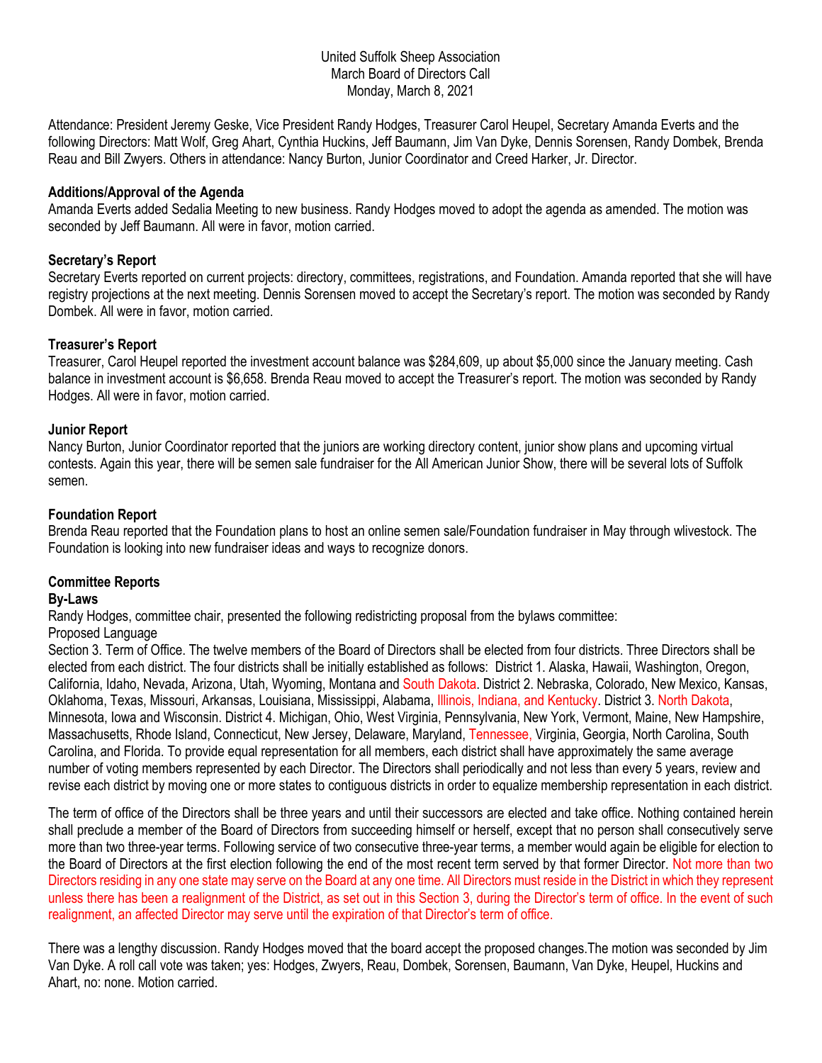United Suffolk Sheep Association
March Board of Directors Call
Monday, March 8, 2021

Attendance: President Jeremy Geske, Vice President Randy Hodges, Treasurer Carol Heupel, Secretary Amanda Everts and the following Directors: Matt Wolf, Greg Ahart, Cynthia Huckins, Jeff Baumann, Jim Van Dyke, Dennis Sorensen, Randy Dombek, Brenda Reau and Bill Zwyers. Others in attendance: Nancy Burton, Junior Coordinator and Creed Harker, Jr. Director.

**Additions/Approval of the Agenda**
Amanda Everts added Sedalia Meeting to new business. Randy Hodges moved to adopt the agenda as amended. The motion was seconded by Jeff Baumann. All were in favor, motion carried.

**Secretary's Report**
Secretary Everts reported on current projects: directory, committees, registrations, and Foundation. Amanda reported that she will have registry projections at the next meeting. Dennis Sorensen moved to accept the Secretary's report. The motion was seconded by Randy Dombek. All were in favor, motion carried.

**Treasurer's Report**
Treasurer, Carol Heupel reported the investment account balance was $284,609, up about $5,000 since the January meeting. Cash balance in investment account is $6,658. Brenda Reau moved to accept the Treasurer's report. The motion was seconded by Randy Hodges. All were in favor, motion carried.

**Junior Report**
Nancy Burton, Junior Coordinator reported that the juniors are working directory content, junior show plans and upcoming virtual contests. Again this year, there will be semen sale fundraiser for the All American Junior Show, there will be several lots of Suffolk semen.

**Foundation Report**
Brenda Reau reported that the Foundation plans to host an online semen sale/Foundation fundraiser in May through wlivestock. The Foundation is looking into new fundraiser ideas and ways to recognize donors.

**Committee Reports**
**By-Laws**
Randy Hodges, committee chair, presented the following redistricting proposal from the bylaws committee:
Proposed Language
Section 3. Term of Office. The twelve members of the Board of Directors shall be elected from four districts. Three Directors shall be elected from each district. The four districts shall be initially established as follows: District 1. Alaska, Hawaii, Washington, Oregon, California, Idaho, Nevada, Arizona, Utah, Wyoming, Montana and South Dakota. District 2. Nebraska, Colorado, New Mexico, Kansas, Oklahoma, Texas, Missouri, Arkansas, Louisiana, Mississippi, Alabama, Illinois, Indiana, and Kentucky. District 3. North Dakota, Minnesota, Iowa and Wisconsin. District 4. Michigan, Ohio, West Virginia, Pennsylvania, New York, Vermont, Maine, New Hampshire, Massachusetts, Rhode Island, Connecticut, New Jersey, Delaware, Maryland, Tennessee, Virginia, Georgia, North Carolina, South Carolina, and Florida. To provide equal representation for all members, each district shall have approximately the same average number of voting members represented by each Director. The Directors shall periodically and not less than every 5 years, review and revise each district by moving one or more states to contiguous districts in order to equalize membership representation in each district.

The term of office of the Directors shall be three years and until their successors are elected and take office. Nothing contained herein shall preclude a member of the Board of Directors from succeeding himself or herself, except that no person shall consecutively serve more than two three-year terms. Following service of two consecutive three-year terms, a member would again be eligible for election to the Board of Directors at the first election following the end of the most recent term served by that former Director. Not more than two Directors residing in any one state may serve on the Board at any one time. All Directors must reside in the District in which they represent unless there has been a realignment of the District, as set out in this Section 3, during the Director's term of office. In the event of such realignment, an affected Director may serve until the expiration of that Director's term of office.

There was a lengthy discussion. Randy Hodges moved that the board accept the proposed changes.The motion was seconded by Jim Van Dyke. A roll call vote was taken; yes: Hodges, Zwyers, Reau, Dombek, Sorensen, Baumann, Van Dyke, Heupel, Huckins and Ahart, no: none. Motion carried.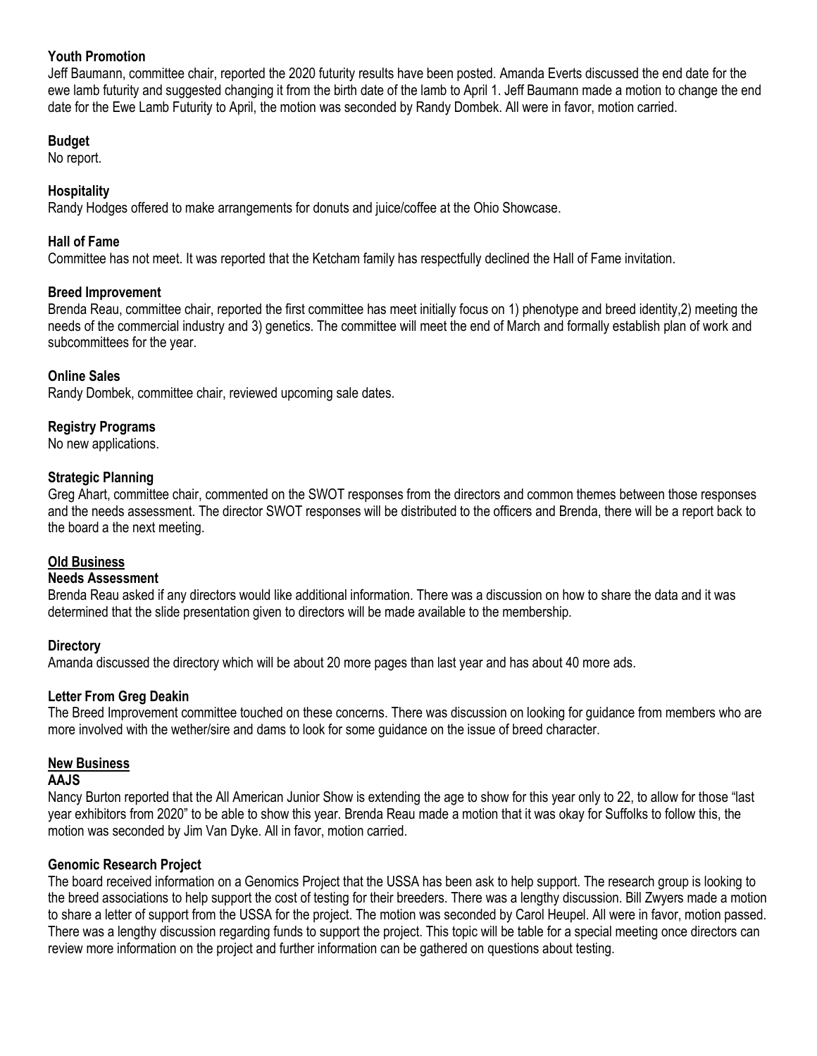**Youth Promotion**

Jeff Baumann, committee chair, reported the 2020 futurity results have been posted. Amanda Everts discussed the end date for the ewe lamb futurity and suggested changing it from the birth date of the lamb to April 1. Jeff Baumann made a motion to change the end date for the Ewe Lamb Futurity to April, the motion was seconded by Randy Dombek. All were in favor, motion carried.

**Budget**

No report.

**Hospitality**

Randy Hodges offered to make arrangements for donuts and juice/coffee at the Ohio Showcase.

**Hall of Fame**

Committee has not meet. It was reported that the Ketcham family has respectfully declined the Hall of Fame invitation.

**Breed Improvement**

Brenda Reau, committee chair, reported the first committee has meet initially focus on 1) phenotype and breed identity,2) meeting the needs of the commercial industry and 3) genetics. The committee will meet the end of March and formally establish plan of work and subcommittees for the year.

**Online Sales**

Randy Dombek, committee chair, reviewed upcoming sale dates.

**Registry Programs**

No new applications.

**Strategic Planning**

Greg Ahart, committee chair, commented on the SWOT responses from the directors and common themes between those responses and the needs assessment. The director SWOT responses will be distributed to the officers and Brenda, there will be a report back to the board a the next meeting.

## Old Business

**Needs Assessment**

Brenda Reau asked if any directors would like additional information. There was a discussion on how to share the data and it was determined that the slide presentation given to directors will be made available to the membership.

**Directory**

Amanda discussed the directory which will be about 20 more pages than last year and has about 40 more ads.

**Letter From Greg Deakin**

The Breed Improvement committee touched on these concerns. There was discussion on looking for guidance from members who are more involved with the wether/sire and dams to look for some guidance on the issue of breed character.

## New Business

**AAJS**

Nancy Burton reported that the All American Junior Show is extending the age to show for this year only to 22, to allow for those "last year exhibitors from 2020" to be able to show this year. Brenda Reau made a motion that it was okay for Suffolks to follow this, the motion was seconded by Jim Van Dyke. All in favor, motion carried.

**Genomic Research Project**

The board received information on a Genomics Project that the USSA has been ask to help support. The research group is looking to the breed associations to help support the cost of testing for their breeders. There was a lengthy discussion. Bill Zwyers made a motion to share a letter of support from the USSA for the project. The motion was seconded by Carol Heupel. All were in favor, motion passed. There was a lengthy discussion regarding funds to support the project. This topic will be table for a special meeting once directors can review more information on the project and further information can be gathered on questions about testing.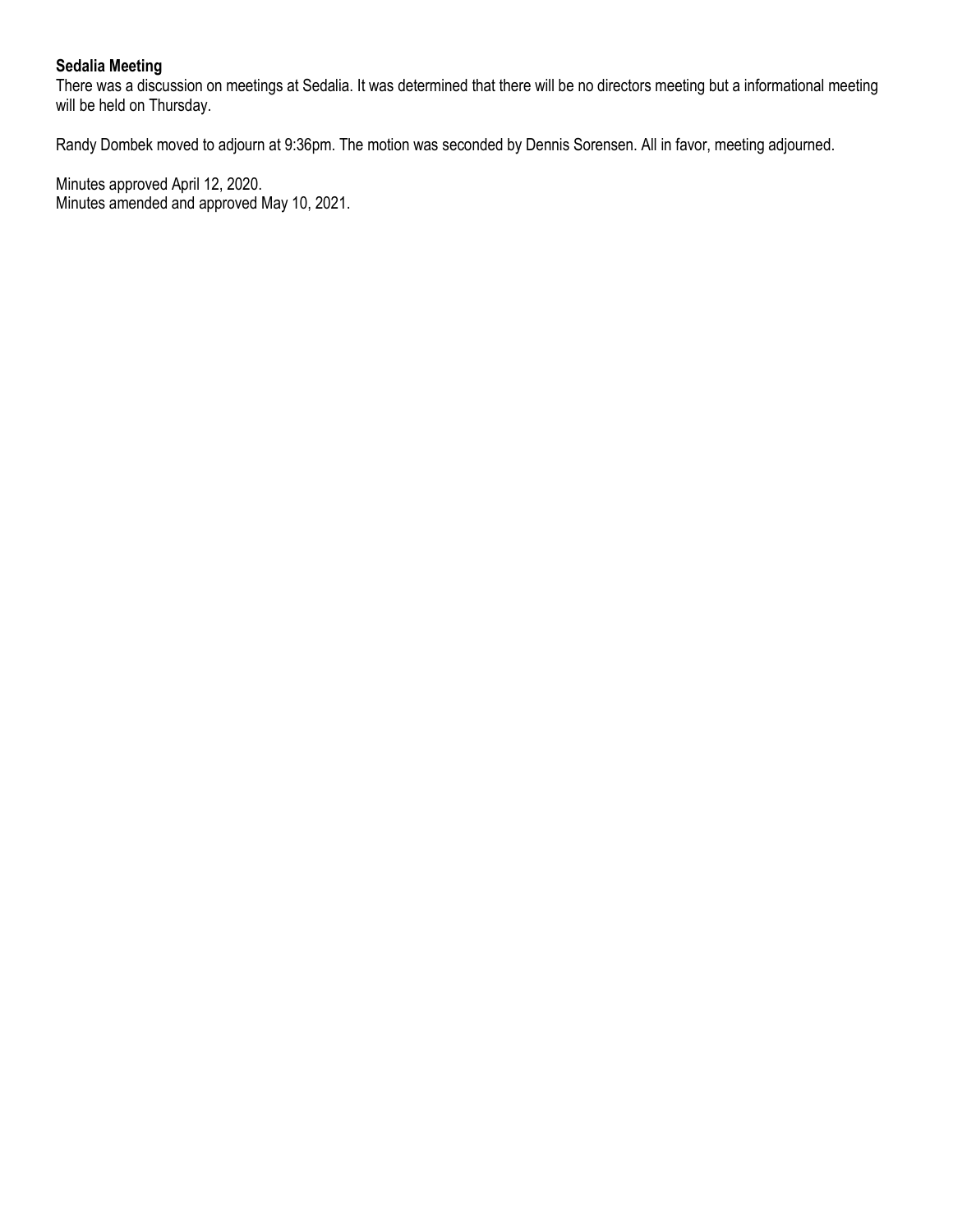**Sedalia Meeting**
There was a discussion on meetings at Sedalia. It was determined that there will be no directors meeting but a informational meeting will be held on Thursday.

Randy Dombek moved to adjourn at 9:36pm. The motion was seconded by Dennis Sorensen. All in favor, meeting adjourned.

Minutes approved April 12, 2020.
Minutes amended and approved May 10, 2021.